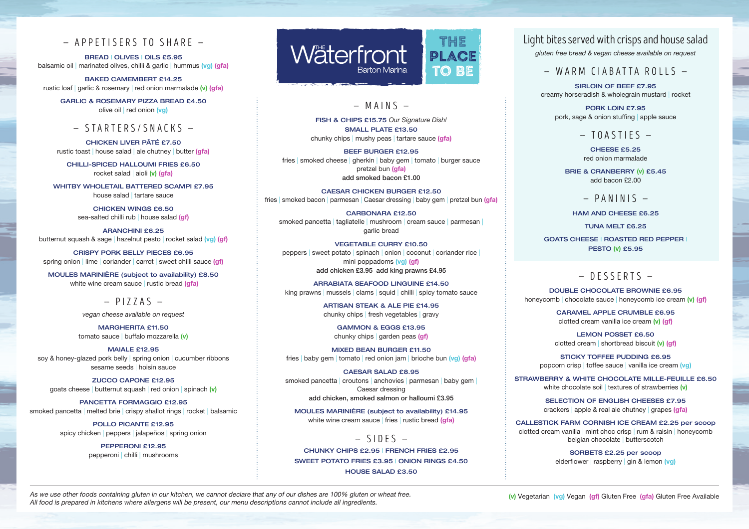# The Waterfront Barton Marina

THE PLACE TO BE

## – APPETISERS TO SHARE –

**BREAD | OLIVES | OILS £5.95**
balsamic oil | marinated olives, chilli & garlic | hummus (vg) (gfa)

**BAKED CAMEMBERT £14.25**
rustic loaf | garlic & rosemary | red onion marmalade (v) (gfa)

**GARLIC & ROSEMARY PIZZA BREAD £4.50**
olive oil | red onion (vg)

## – STARTERS/SNACKS –

**CHICKEN LIVER PÂTÉ £7.50**
rustic toast | house salad | ale chutney | butter (gfa)

**CHILLI-SPICED HALLOUMI FRIES £6.50**
rocket salad | aioli (v) (gfa)

**WHITBY WHOLETAIL BATTERED SCAMPI £7.95**
house salad | tartare sauce

**CHICKEN WINGS £6.50**
sea-salted chilli rub | house salad (gf)

**ARANCHINI £6.25**
butternut squash & sage | hazelnut pesto | rocket salad (vg) (gf)

**CRISPY PORK BELLY PIECES £6.95**
spring onion | lime | coriander | carrot | sweet chilli sauce (gf)

**MOULES MARINIÈRE (subject to availability) £8.50**
white wine cream sauce | rustic bread (gfa)

## – PIZZAS –

*vegan cheese available on request*

**MARGHERITA £11.50**
tomato sauce | buffalo mozzarella (v)

**MAIALE £12.95**
soy & honey-glazed pork belly | spring onion | cucumber ribbons
sesame seeds | hoisin sauce

**ZUCCO CAPONE £12.95**
goats cheese | butternut squash | red onion | spinach (v)

**PANCETTA FORMAGGIO £12.95**
smoked pancetta | melted brie | crispy shallot rings | rocket | balsamic

**POLLO PICANTE £12.95**
spicy chicken | peppers | jalapeños | spring onion

**PEPPERONI £12.95**
pepperoni | chilli | mushrooms

## – MAINS –

**FISH & CHIPS £15.75** *Our Signature Dish!*
**SMALL PLATE £13.50**
chunky chips | mushy peas | tartare sauce (gfa)

**BEEF BURGER £12.95**
fries | smoked cheese | gherkin | baby gem | tomato | burger sauce
pretzel bun (gfa)
add smoked bacon £1.00

**CAESAR CHICKEN BURGER £12.50**
fries | smoked bacon | parmesan | Caesar dressing | baby gem | pretzel bun (gfa)

**CARBONARA £12.50**
smoked pancetta | tagliatelle | mushroom | cream sauce | parmesan |
garlic bread

**VEGETABLE CURRY £10.50**
peppers | sweet potato | spinach | onion | coconut | coriander rice |
mini poppadoms (vg) (gf)
add chicken £3.95 add king prawns £4.95

**ARRABIATA SEAFOOD LINGUINE £14.50**
king prawns | mussels | clams | squid | chilli | spicy tomato sauce

**ARTISAN STEAK & ALE PIE £14.95**
chunky chips | fresh vegetables | gravy

**GAMMON & EGGS £13.95**
chunky chips | garden peas (gf)

**MIXED BEAN BURGER £11.50**
fries | baby gem | tomato | red onion jam | brioche bun (vg) (gfa)

**CAESAR SALAD £8.95**
smoked pancetta | croutons | anchovies | parmesan | baby gem |
Caesar dressing
add chicken, smoked salmon or halloumi £3.95

**MOULES MARINIÈRE (subject to availability) £14.95**
white wine cream sauce | fries | rustic bread (gfa)

## – SIDES –

**CHUNKY CHIPS £2.95 | FRENCH FRIES £2.95**
**SWEET POTATO FRIES £3.95 | ONION RINGS £4.50**
**HOUSE SALAD £3.50**

## Light bites served with crisps and house salad

*gluten free bread & vegan cheese available on request*

### – WARM CIABATTA ROLLS –

**SIRLOIN OF BEEF £7.95**
creamy horseradish & wholegrain mustard | rocket

**PORK LOIN £7.95**
pork, sage & onion stuffing | apple sauce

### – TOASTIES –

**CHEESE £5.25**
red onion marmalade

**BRIE & CRANBERRY (v) £5.45**
add bacon £2.00

### – PANINIS –

**HAM AND CHEESE £6.25**

**TUNA MELT £6.25**

**GOATS CHEESE | ROASTED RED PEPPER | PESTO (v) £5.95**

## – DESSERTS –

**DOUBLE CHOCOLATE BROWNIE £6.95**
honeycomb | chocolate sauce | honeycomb ice cream (v) (gf)

**CARAMEL APPLE CRUMBLE £6.95**
clotted cream vanilla ice cream (v) (gf)

**LEMON POSSET £6.50**
clotted cream | shortbread biscuit (v) (gf)

**STICKY TOFFEE PUDDING £6.95**
popcorn crisp | toffee sauce | vanilla ice cream (vg)

**STRAWBERRY & WHITE CHOCOLATE MILLE-FEUILLE £6.50**
white chocolate soil | textures of strawberries (v)

**SELECTION OF ENGLISH CHEESES £7.95**
crackers | apple & real ale chutney | grapes (gfa)

**CALLESTICK FARM CORNISH ICE CREAM £2.25 per scoop**
clotted cream vanilla | mint choc crisp | rum & raisin | honeycomb
belgian chocolate | butterscotch

**SORBETS £2.25 per scoop**
elderflower | raspberry | gin & lemon (vg)

---

*As we use other foods containing gluten in our kitchen, we cannot declare that any of our dishes are 100% gluten or wheat free.*
*All food is prepared in kitchens where allergens will be present, our menu descriptions cannot include all ingredients.*

(v) Vegetarian (vg) Vegan (gf) Gluten Free (gfa) Gluten Free Available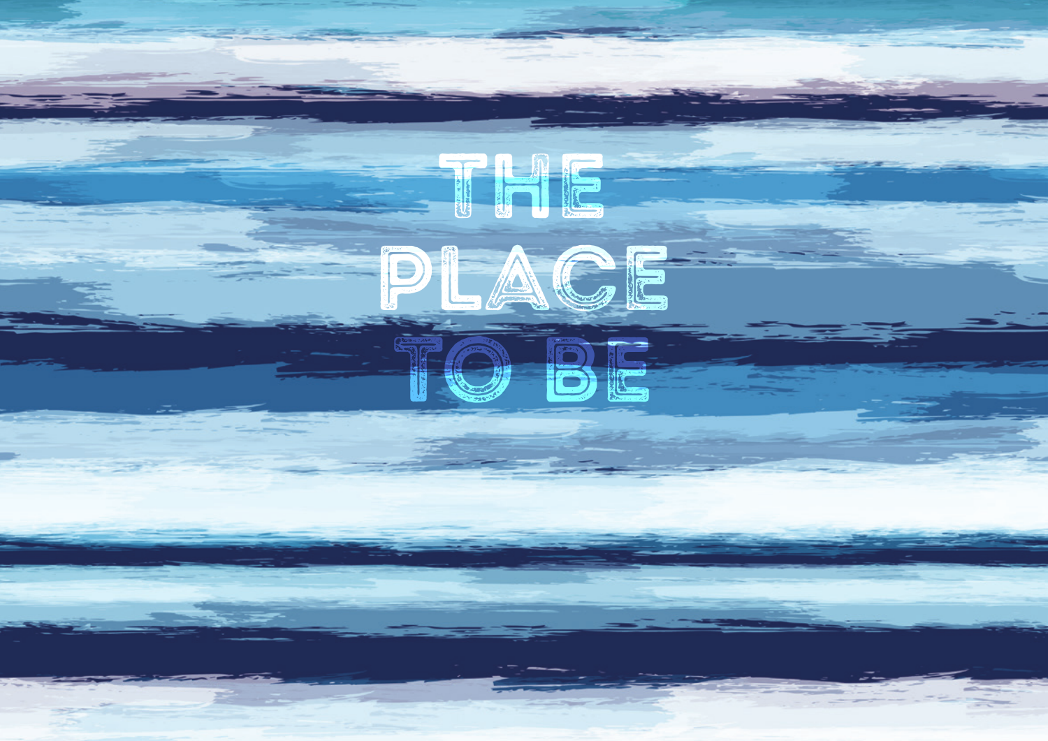# THE PLACE TO BE